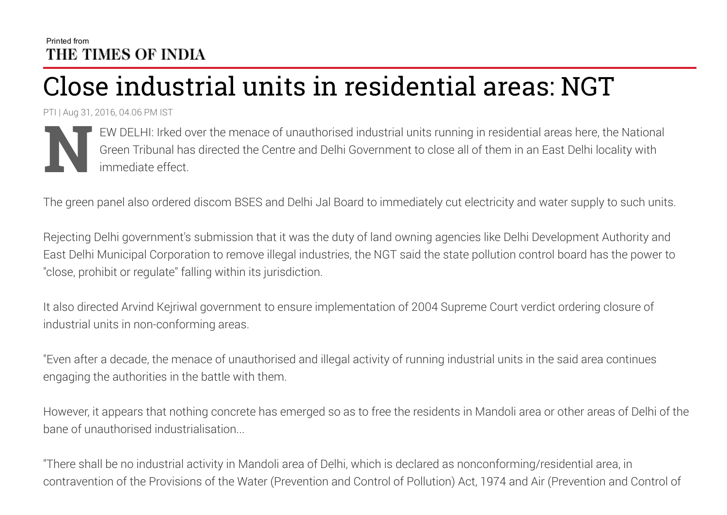Printed from
**THE TIMES OF INDIA**

# Close industrial units in residential areas: NGT

PTI | Aug 31, 2016, 04.06 PM IST

NEW DELHI: Irked over the menace of unauthorised industrial units running in residential areas here, the National Green Tribunal has directed the Centre and Delhi Government to close all of them in an East Delhi locality with immediate effect.

The green panel also ordered discom BSES and Delhi Jal Board to immediately cut electricity and water supply to such units.

Rejecting Delhi government's submission that it was the duty of land owning agencies like Delhi Development Authority and East Delhi Municipal Corporation to remove illegal industries, the NGT said the state pollution control board has the power to "close, prohibit or regulate" falling within its jurisdiction.

It also directed Arvind Kejriwal government to ensure implementation of 2004 Supreme Court verdict ordering closure of industrial units in non-conforming areas.

"Even after a decade, the menace of unauthorised and illegal activity of running industrial units in the said area continues engaging the authorities in the battle with them.

However, it appears that nothing concrete has emerged so as to free the residents in Mandoli area or other areas of Delhi of the bane of unauthorised industrialisation...

"There shall be no industrial activity in Mandoli area of Delhi, which is declared as nonconforming/residential area, in contravention of the Provisions of the Water (Prevention and Control of Pollution) Act, 1974 and Air (Prevention and Control of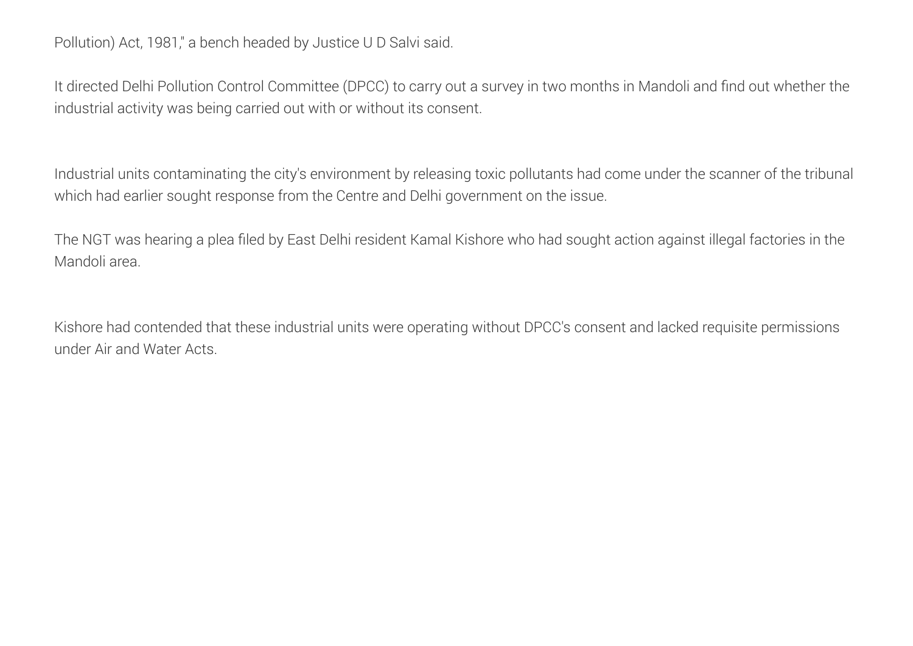Pollution) Act, 1981," a bench headed by Justice U D Salvi said.

It directed Delhi Pollution Control Committee (DPCC) to carry out a survey in two months in Mandoli and find out whether the industrial activity was being carried out with or without its consent.

Industrial units contaminating the city's environment by releasing toxic pollutants had come under the scanner of the tribunal which had earlier sought response from the Centre and Delhi government on the issue.

The NGT was hearing a plea filed by East Delhi resident Kamal Kishore who had sought action against illegal factories in the Mandoli area.

Kishore had contended that these industrial units were operating without DPCC's consent and lacked requisite permissions under Air and Water Acts.